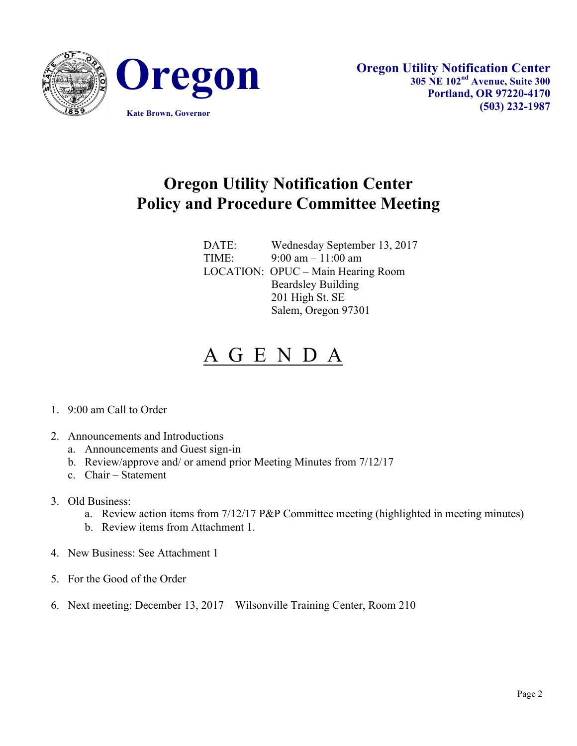**Oregon**

Kate Brown, Governor

**Oregon Utility Notification Center**
**305 NE 102nd Avenue, Suite 300**
**Portland, OR 97220-4170**
**(503) 232-1987**

# Oregon Utility Notification Center
# Policy and Procedure Committee Meeting

DATE: Wednesday September 13, 2017
TIME: 9:00 am – 11:00 am
LOCATION: OPUC – Main Hearing Room
Beardsley Building
201 High St. SE
Salem, Oregon 97301

## A G E N D A

1. 9:00 am Call to Order
2. Announcements and Introductions
   a. Announcements and Guest sign-in
   b. Review/approve and/ or amend prior Meeting Minutes from 7/12/17
   c. Chair – Statement
3. Old Business:
   a. Review action items from 7/12/17 P&P Committee meeting (highlighted in meeting minutes)
   b. Review items from Attachment 1.
4. New Business: See Attachment 1
5. For the Good of the Order
6. Next meeting: December 13, 2017 – Wilsonville Training Center, Room 210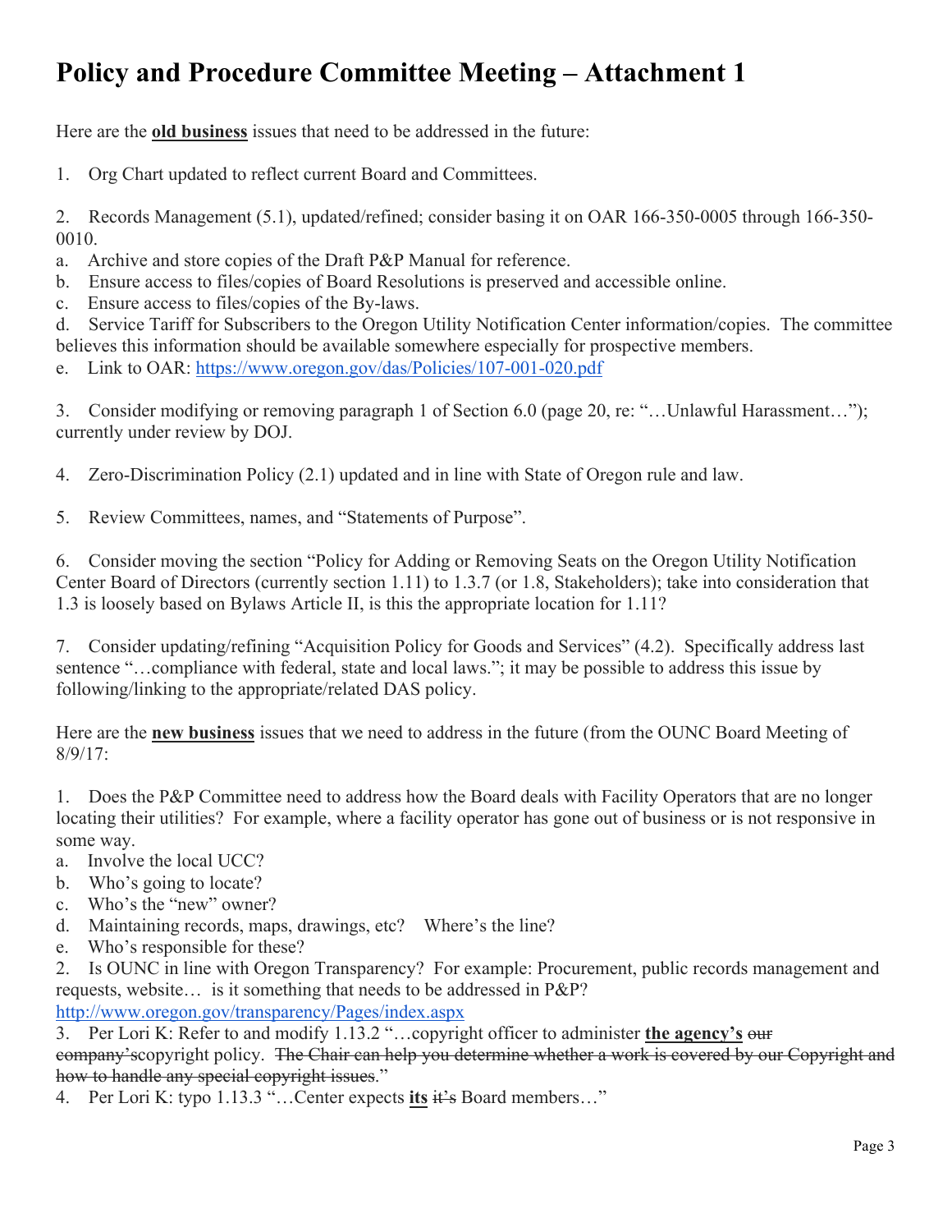# Policy and Procedure Committee Meeting – Attachment 1

Here are the **old business** issues that need to be addressed in the future:

1. Org Chart updated to reflect current Board and Committees.

2. Records Management (5.1), updated/refined; consider basing it on OAR 166-350-0005 through 166-350-0010.
   a. Archive and store copies of the Draft P&P Manual for reference.
   b. Ensure access to files/copies of Board Resolutions is preserved and accessible online.
   c. Ensure access to files/copies of the By-laws.
   d. Service Tariff for Subscribers to the Oregon Utility Notification Center information/copies. The committee believes this information should be available somewhere especially for prospective members.
   e. Link to OAR: https://www.oregon.gov/das/Policies/107-001-020.pdf

3. Consider modifying or removing paragraph 1 of Section 6.0 (page 20, re: "…Unlawful Harassment…"); currently under review by DOJ.

4. Zero-Discrimination Policy (2.1) updated and in line with State of Oregon rule and law.

5. Review Committees, names, and "Statements of Purpose".

6. Consider moving the section "Policy for Adding or Removing Seats on the Oregon Utility Notification Center Board of Directors (currently section 1.11) to 1.3.7 (or 1.8, Stakeholders); take into consideration that 1.3 is loosely based on Bylaws Article II, is this the appropriate location for 1.11?

7. Consider updating/refining "Acquisition Policy for Goods and Services" (4.2). Specifically address last sentence "…compliance with federal, state and local laws."; it may be possible to address this issue by following/linking to the appropriate/related DAS policy.

Here are the **new business** issues that we need to address in the future (from the OUNC Board Meeting of 8/9/17:

1. Does the P&P Committee need to address how the Board deals with Facility Operators that are no longer locating their utilities? For example, where a facility operator has gone out of business or is not responsive in some way.
   a. Involve the local UCC?
   b. Who's going to locate?
   c. Who's the "new" owner?
   d. Maintaining records, maps, drawings, etc? Where's the line?
   e. Who's responsible for these?
2. Is OUNC in line with Oregon Transparency? For example: Procurement, public records management and requests, website… is it something that needs to be addressed in P&P? http://www.oregon.gov/transparency/Pages/index.aspx
3. Per Lori K: Refer to and modify 1.13.2 "…copyright officer to administer **the agency's** ~~our company's~~copyright policy. ~~The Chair can help you determine whether a work is covered by our Copyright and how to handle any special copyright issues.~~"
4. Per Lori K: typo 1.13.3 "…Center expects **its** ~~it's~~ Board members…"